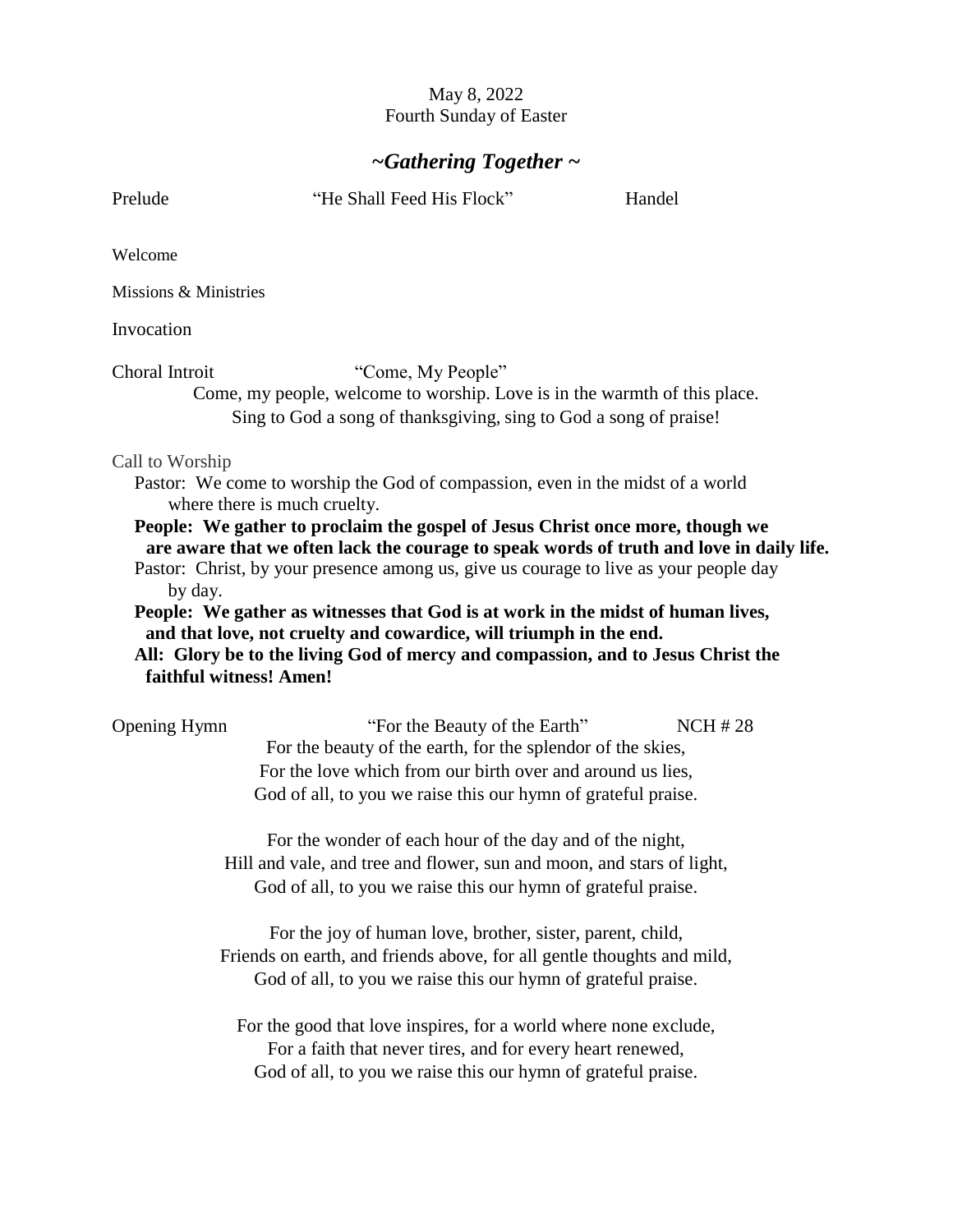May 8, 2022
Fourth Sunday of Easter

## *~Gathering Together ~*

Prelude "He Shall Feed His Flock" Handel

Welcome

Missions & Ministries

Invocation

Choral Introit "Come, My People"

Come, my people, welcome to worship. Love is in the warmth of this place.
Sing to God a song of thanksgiving, sing to God a song of praise!

Call to Worship

Pastor: We come to worship the God of compassion, even in the midst of a world where there is much cruelty.

**People: We gather to proclaim the gospel of Jesus Christ once more, though we are aware that we often lack the courage to speak words of truth and love in daily life.**

Pastor: Christ, by your presence among us, give us courage to live as your people day by day.

**People: We gather as witnesses that God is at work in the midst of human lives, and that love, not cruelty and cowardice, will triumph in the end.**

**All: Glory be to the living God of mercy and compassion, and to Jesus Christ the faithful witness! Amen!**

Opening Hymn "For the Beauty of the Earth" NCH # 28

For the beauty of the earth, for the splendor of the skies,
For the love which from our birth over and around us lies,
God of all, to you we raise this our hymn of grateful praise.

For the wonder of each hour of the day and of the night,
Hill and vale, and tree and flower, sun and moon, and stars of light,
God of all, to you we raise this our hymn of grateful praise.

For the joy of human love, brother, sister, parent, child,
Friends on earth, and friends above, for all gentle thoughts and mild,
God of all, to you we raise this our hymn of grateful praise.

For the good that love inspires, for a world where none exclude,
For a faith that never tires, and for every heart renewed,
God of all, to you we raise this our hymn of grateful praise.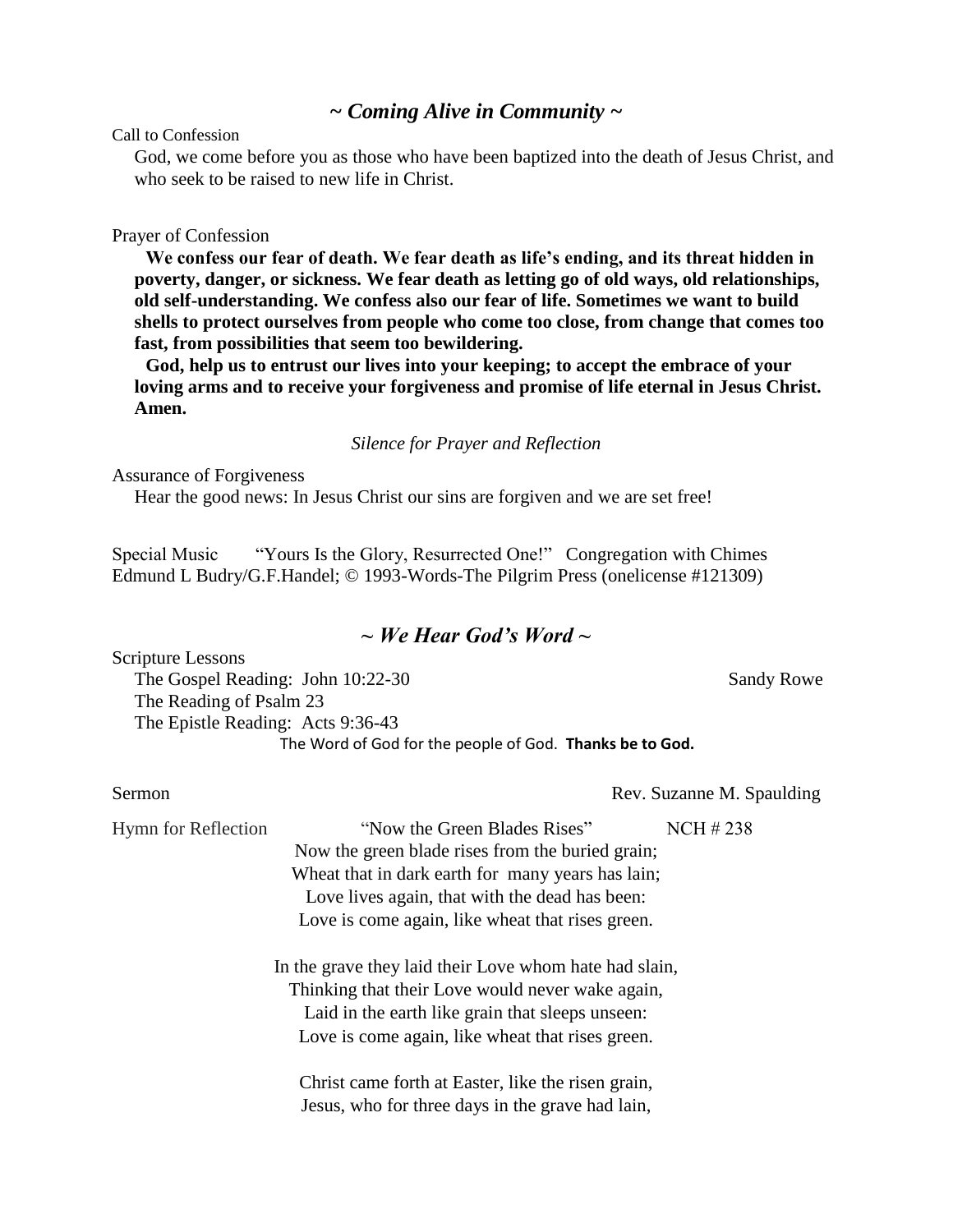## *~ Coming Alive in Community ~*

Call to Confession

God, we come before you as those who have been baptized into the death of Jesus Christ, and who seek to be raised to new life in Christ.

Prayer of Confession

**We confess our fear of death. We fear death as life's ending, and its threat hidden in poverty, danger, or sickness. We fear death as letting go of old ways, old relationships, old self-understanding. We confess also our fear of life. Sometimes we want to build shells to protect ourselves from people who come too close, from change that comes too fast, from possibilities that seem too bewildering.**

**God, help us to entrust our lives into your keeping; to accept the embrace of your loving arms and to receive your forgiveness and promise of life eternal in Jesus Christ. Amen.**

*Silence for Prayer and Reflection*

Assurance of Forgiveness

Hear the good news: In Jesus Christ our sins are forgiven and we are set free!

Special Music "Yours Is the Glory, Resurrected One!" Congregation with Chimes
Edmund L Budry/G.F.Handel; © 1993-Words-The Pilgrim Press (onelicense #121309)

## *~ We Hear God's Word ~*

Scripture Lessons

The Gospel Reading: John 10:22-30 — Sandy Rowe
The Reading of Psalm 23
The Epistle Reading: Acts 9:36-43

The Word of God for the people of God. **Thanks be to God.**

Sermon — Rev. Suzanne M. Spaulding

Hymn for Reflection "Now the Green Blades Rises" NCH # 238

Now the green blade rises from the buried grain;
Wheat that in dark earth for many years has lain;
Love lives again, that with the dead has been:
Love is come again, like wheat that rises green.

In the grave they laid their Love whom hate had slain,
Thinking that their Love would never wake again,
Laid in the earth like grain that sleeps unseen:
Love is come again, like wheat that rises green.

Christ came forth at Easter, like the risen grain,
Jesus, who for three days in the grave had lain,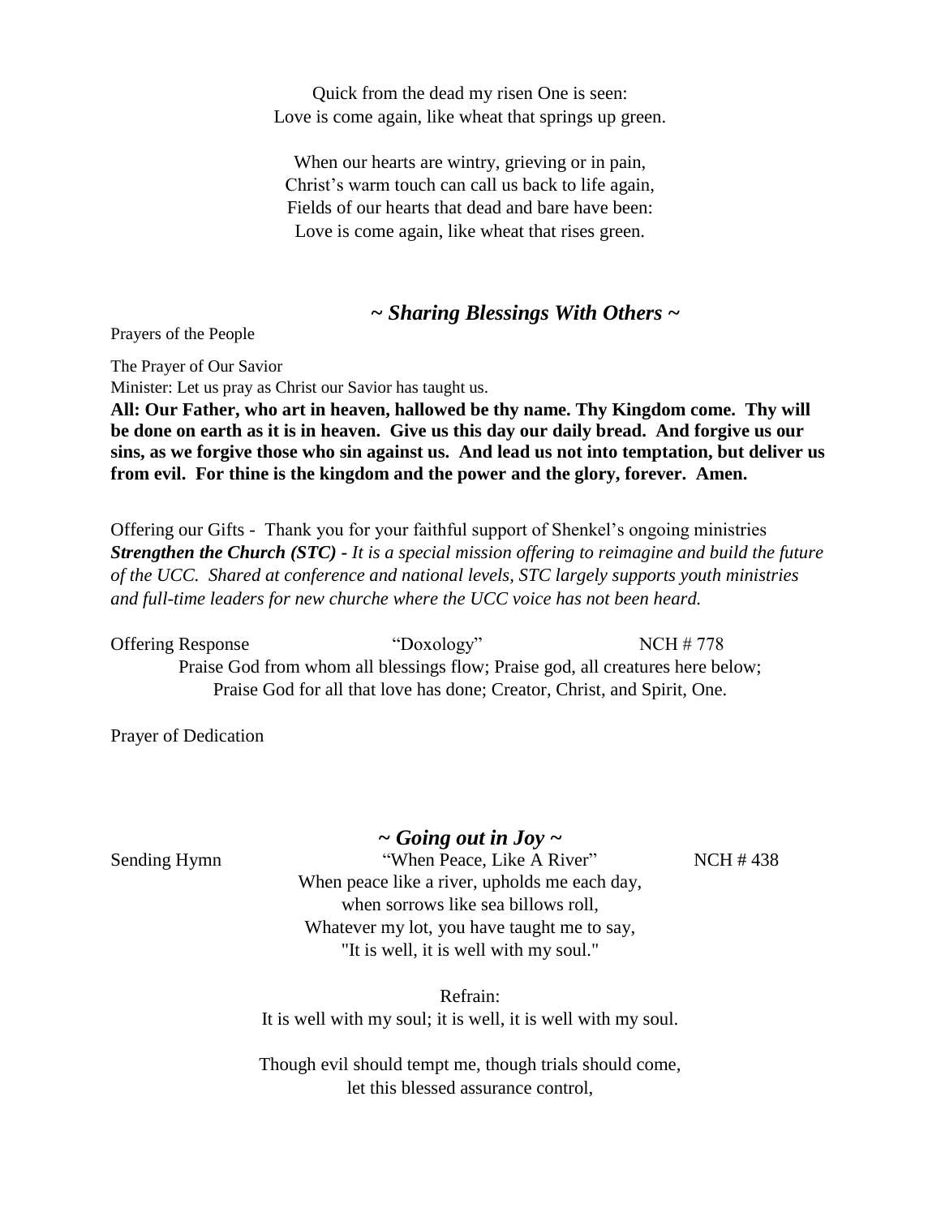Quick from the dead my risen One is seen:
Love is come again, like wheat that springs up green.

When our hearts are wintry, grieving or in pain,
Christ's warm touch can call us back to life again,
Fields of our hearts that dead and bare have been:
Love is come again, like wheat that rises green.

## *~ Sharing Blessings With Others ~*

Prayers of the People

The Prayer of Our Savior

Minister: Let us pray as Christ our Savior has taught us.

**All: Our Father, who art in heaven, hallowed be thy name. Thy Kingdom come. Thy will be done on earth as it is in heaven. Give us this day our daily bread. And forgive us our sins, as we forgive those who sin against us. And lead us not into temptation, but deliver us from evil. For thine is the kingdom and the power and the glory, forever. Amen.**

Offering our Gifts - Thank you for your faithful support of Shenkel's ongoing ministries
***Strengthen the Church (STC)*** *- It is a special mission offering to reimagine and build the future of the UCC. Shared at conference and national levels, STC largely supports youth ministries and full-time leaders for new churche where the UCC voice has not been heard.*

Offering Response "Doxology" NCH # 778

Praise God from whom all blessings flow; Praise god, all creatures here below;
Praise God for all that love has done; Creator, Christ, and Spirit, One.

Prayer of Dedication

## *~ Going out in Joy ~*

Sending Hymn "When Peace, Like A River" NCH # 438

When peace like a river, upholds me each day,
when sorrows like sea billows roll,
Whatever my lot, you have taught me to say,
"It is well, it is well with my soul."

Refrain:
It is well with my soul; it is well, it is well with my soul.

Though evil should tempt me, though trials should come,
let this blessed assurance control,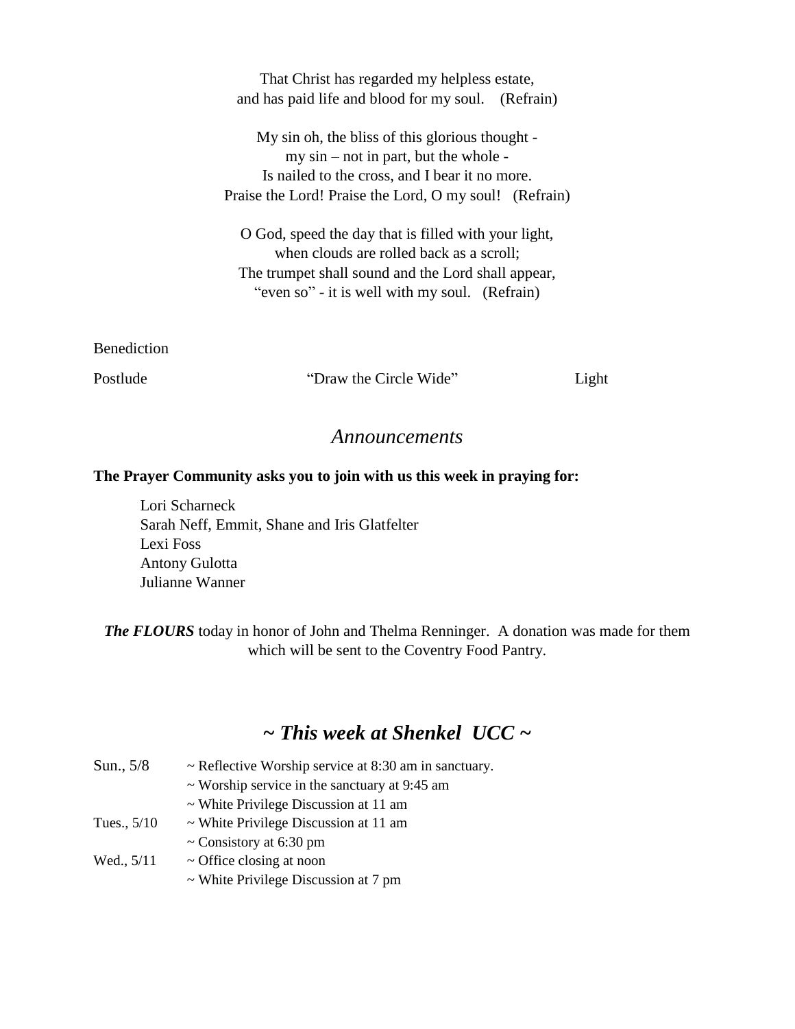That Christ has regarded my helpless estate,
and has paid life and blood for my soul. (Refrain)

My sin oh, the bliss of this glorious thought -
my sin – not in part, but the whole -
Is nailed to the cross, and I bear it no more.
Praise the Lord! Praise the Lord, O my soul! (Refrain)

O God, speed the day that is filled with your light,
when clouds are rolled back as a scroll;
The trumpet shall sound and the Lord shall appear,
"even so" - it is well with my soul. (Refrain)

Benediction

Postlude "Draw the Circle Wide" Light

## *Announcements*

**The Prayer Community asks you to join with us this week in praying for:**

Lori Scharneck
Sarah Neff, Emmit, Shane and Iris Glatfelter
Lexi Foss
Antony Gulotta
Julianne Wanner

***The FLOURS*** today in honor of John and Thelma Renninger. A donation was made for them which will be sent to the Coventry Food Pantry.

## *~ This week at Shenkel UCC ~*

Sun., 5/8
~ Reflective Worship service at 8:30 am in sanctuary.
~ Worship service in the sanctuary at 9:45 am
~ White Privilege Discussion at 11 am

Tues., 5/10
~ White Privilege Discussion at 11 am
~ Consistory at 6:30 pm

Wed., 5/11
~ Office closing at noon
~ White Privilege Discussion at 7 pm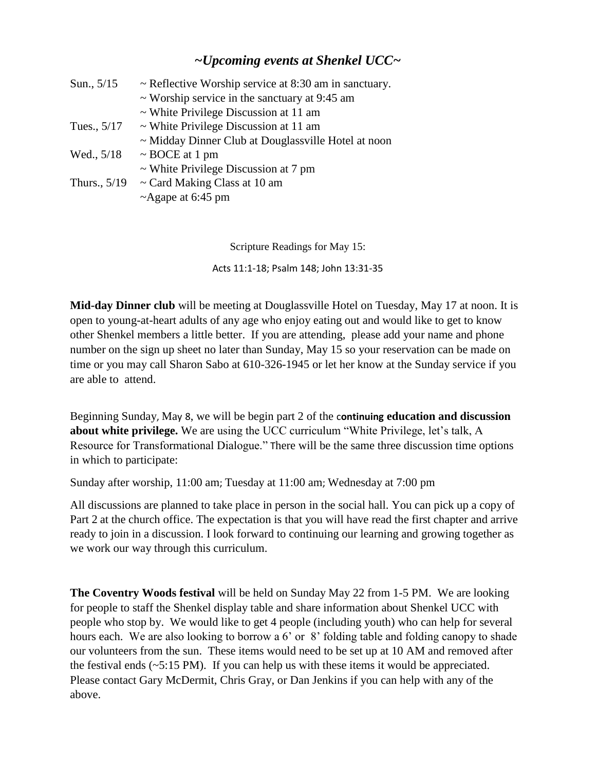## *~Upcoming events at Shenkel UCC~*

| | |
|---|---|
| Sun., 5/15 | ~ Reflective Worship service at 8:30 am in sanctuary. |
| | ~ Worship service in the sanctuary at 9:45 am |
| | ~ White Privilege Discussion at 11 am |
| Tues., 5/17 | ~ White Privilege Discussion at 11 am |
| | ~ Midday Dinner Club at Douglassville Hotel at noon |
| Wed., 5/18 | ~ BOCE at 1 pm |
| | ~ White Privilege Discussion at 7 pm |
| Thurs., 5/19 | ~ Card Making Class at 10 am |
| | ~Agape at 6:45 pm |

Scripture Readings for May 15:

Acts 11:1-18; Psalm 148; John 13:31-35

**Mid-day Dinner club** will be meeting at Douglassville Hotel on Tuesday, May 17 at noon. It is open to young-at-heart adults of any age who enjoy eating out and would like to get to know other Shenkel members a little better. If you are attending, please add your name and phone number on the sign up sheet no later than Sunday, May 15 so your reservation can be made on time or you may call Sharon Sabo at 610-326-1945 or let her know at the Sunday service if you are able to attend.

Beginning Sunday, May 8, we will be begin part 2 of the **continuing education and discussion about white privilege.** We are using the UCC curriculum "White Privilege, let's talk, A Resource for Transformational Dialogue." There will be the same three discussion time options in which to participate:

Sunday after worship, 11:00 am; Tuesday at 11:00 am; Wednesday at 7:00 pm

All discussions are planned to take place in person in the social hall. You can pick up a copy of Part 2 at the church office. The expectation is that you will have read the first chapter and arrive ready to join in a discussion. I look forward to continuing our learning and growing together as we work our way through this curriculum.

**The Coventry Woods festival** will be held on Sunday May 22 from 1-5 PM. We are looking for people to staff the Shenkel display table and share information about Shenkel UCC with people who stop by. We would like to get 4 people (including youth) who can help for several hours each. We are also looking to borrow a 6' or 8' folding table and folding canopy to shade our volunteers from the sun. These items would need to be set up at 10 AM and removed after the festival ends (~5:15 PM). If you can help us with these items it would be appreciated. Please contact Gary McDermit, Chris Gray, or Dan Jenkins if you can help with any of the above.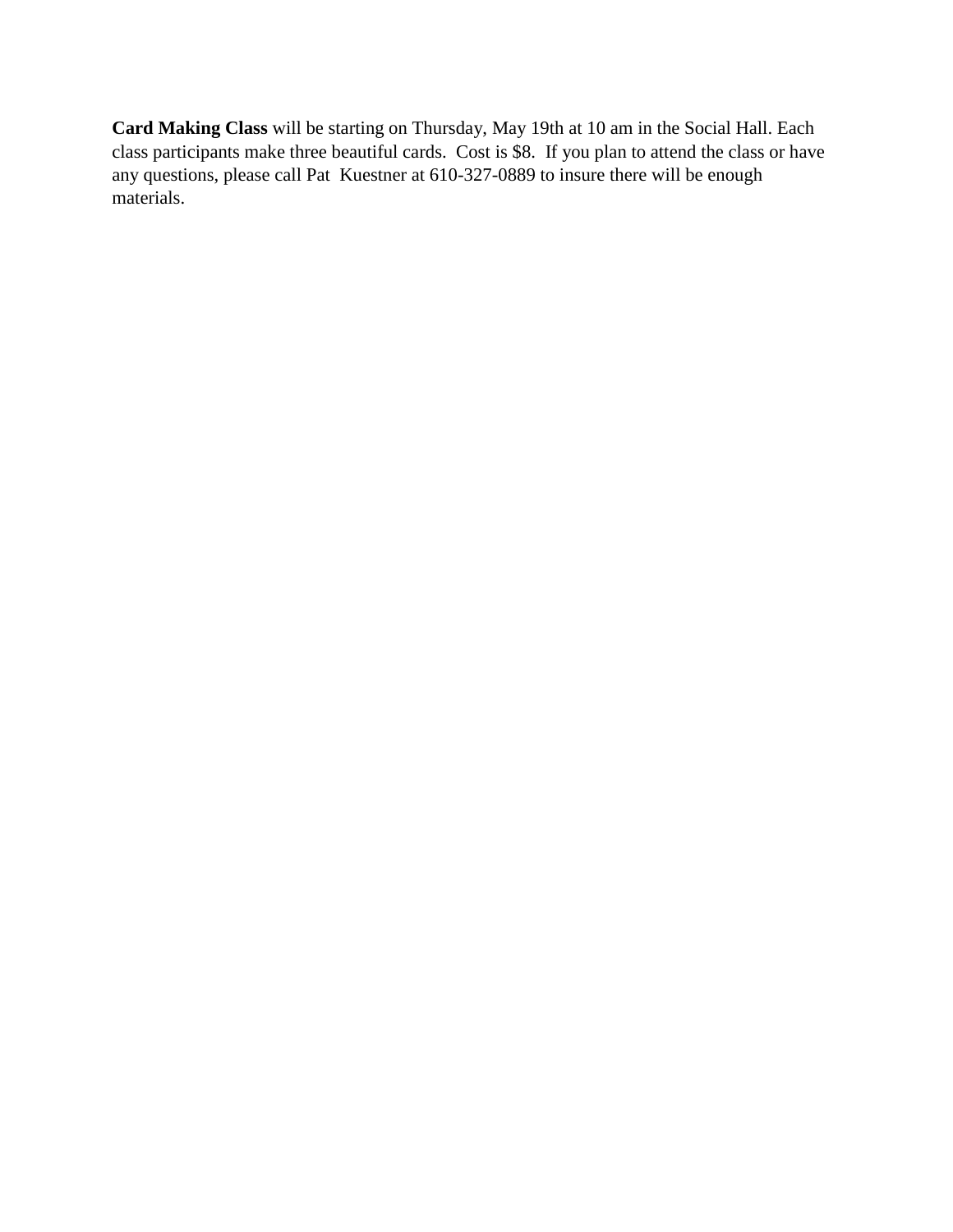**Card Making Class** will be starting on Thursday, May 19th at 10 am in the Social Hall. Each class participants make three beautiful cards. Cost is $8. If you plan to attend the class or have any questions, please call Pat Kuestner at 610-327-0889 to insure there will be enough materials.